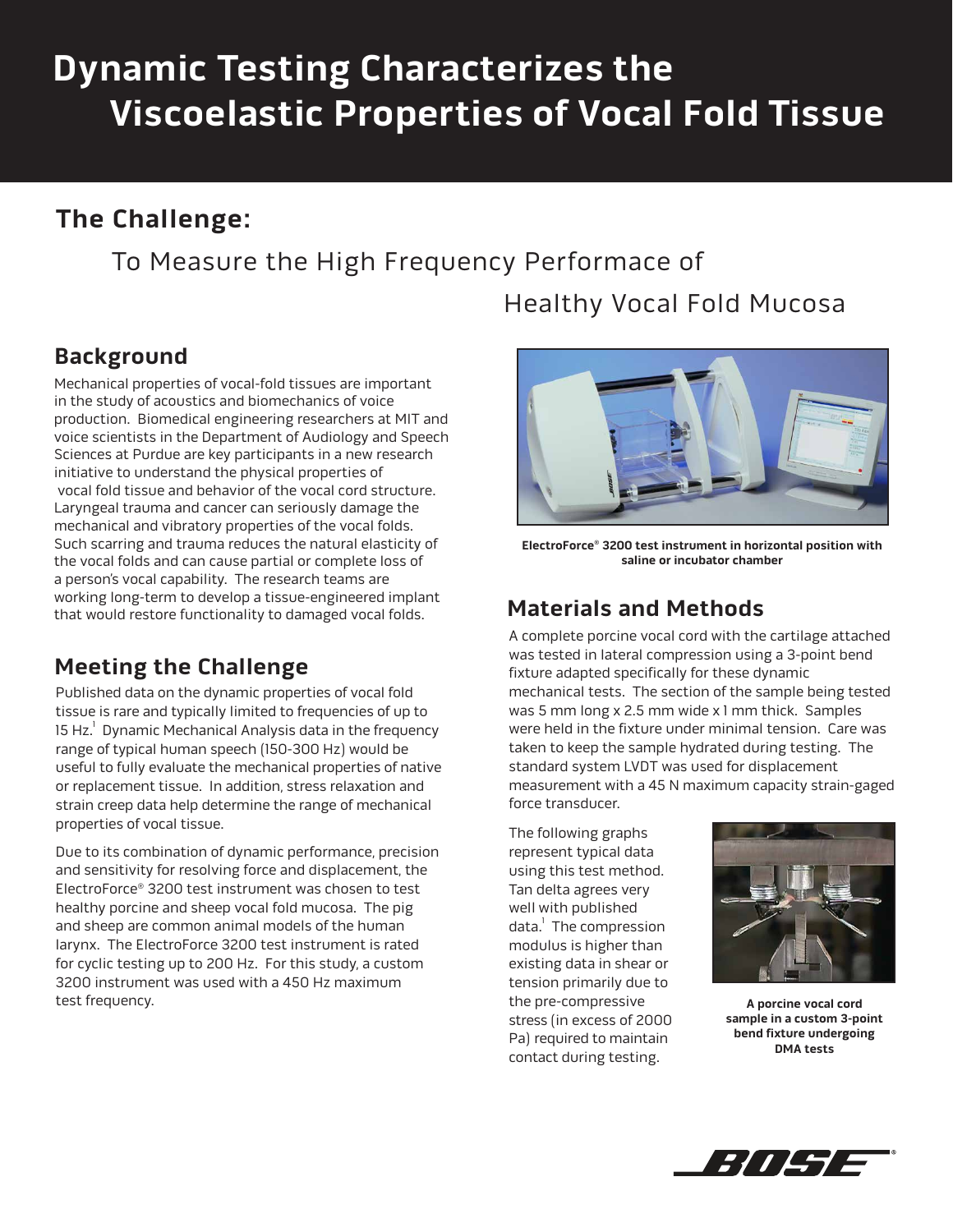# Dynamic Testing Characterizes the Viscoelastic Properties of Vocal Fold Tissue

## The Challenge:

To Measure the High Frequency Performace of Healthy Vocal Fold Mucosa

## Background

Mechanical properties of vocal-fold tissues are important in the study of acoustics and biomechanics of voice production. Biomedical engineering researchers at MIT and voice scientists in the Department of Audiology and Speech Sciences at Purdue are key participants in a new research initiative to understand the physical properties of vocal fold tissue and behavior of the vocal cord structure. Laryngeal trauma and cancer can seriously damage the mechanical and vibratory properties of the vocal folds. Such scarring and trauma reduces the natural elasticity of the vocal folds and can cause partial or complete loss of a person's vocal capability. The research teams are working long-term to develop a tissue-engineered implant that would restore functionality to damaged vocal folds.

## Meeting the Challenge

Published data on the dynamic properties of vocal fold tissue is rare and typically limited to frequencies of up to 15 Hz.[1] Dynamic Mechanical Analysis data in the frequency range of typical human speech (150-300 Hz) would be useful to fully evaluate the mechanical properties of native or replacement tissue. In addition, stress relaxation and strain creep data help determine the range of mechanical properties of vocal tissue.

Due to its combination of dynamic performance, precision and sensitivity for resolving force and displacement, the ElectroForce® 3200 test instrument was chosen to test healthy porcine and sheep vocal fold mucosa. The pig and sheep are common animal models of the human larynx. The ElectroForce 3200 test instrument is rated for cyclic testing up to 200 Hz. For this study, a custom 3200 instrument was used with a 450 Hz maximum test frequency.

**ElectroForce® 3200 test instrument in horizontal position with saline or incubator chamber**

## Materials and Methods

A complete porcine vocal cord with the cartilage attached was tested in lateral compression using a 3-point bend fixture adapted specifically for these dynamic mechanical tests. The section of the sample being tested was 5 mm long x 2.5 mm wide x 1 mm thick. Samples were held in the fixture under minimal tension. Care was taken to keep the sample hydrated during testing. The standard system LVDT was used for displacement measurement with a 45 N maximum capacity strain-gaged force transducer.

The following graphs represent typical data using this test method. Tan delta agrees very well with published data.[1] The compression modulus is higher than existing data in shear or tension primarily due to the pre-compressive stress (in excess of 2000 Pa) required to maintain contact during testing.

**A porcine vocal cord sample in a custom 3-point bend fixture undergoing DMA tests**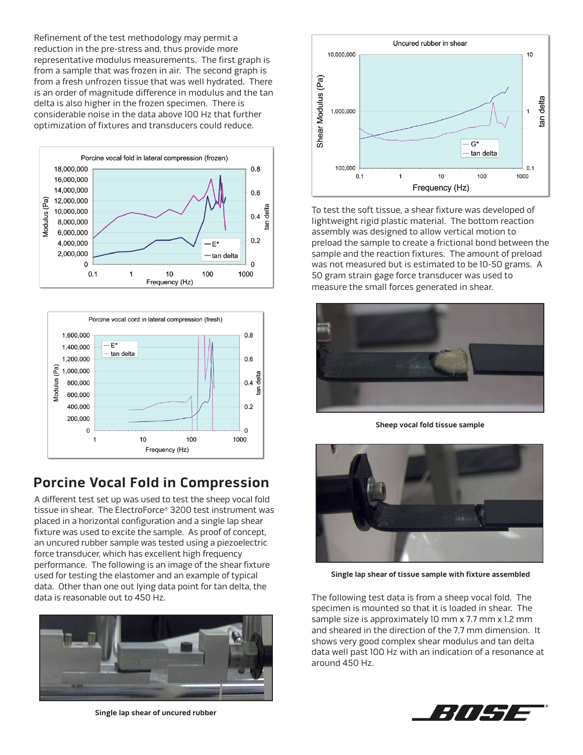Refinement of the test methodology may permit a reduction in the pre-stress and, thus provide more representative modulus measurements. The first graph is from a sample that was frozen in air. The second graph is from a fresh unfrozen tissue that was well hydrated. There is an order of magnitude difference in modulus and the tan delta is also higher in the frozen specimen. There is considerable noise in the data above 100 Hz that further optimization of fixtures and transducers could reduce.

## Porcine Vocal Fold in Compression

A different test set up was used to test the sheep vocal fold tissue in shear. The ElectroForce® 3200 test instrument was placed in a horizontal configuration and a single lap shear fixture was used to excite the sample. As proof of concept, an uncured rubber sample was tested using a piezoelectric force transducer, which has excellent high frequency performance. The following is an image of the shear fixture used for testing the elastomer and an example of typical data. Other than one out lying data point for tan delta, the data is reasonable out to 450 Hz.

**Single lap shear of uncured rubber**

To test the soft tissue, a shear fixture was developed of lightweight rigid plastic material. The bottom reaction assembly was designed to allow vertical motion to preload the sample to create a frictional bond between the sample and the reaction fixtures. The amount of preload was not measured but is estimated to be 10-50 grams. A 50 gram strain gage force transducer was used to measure the small forces generated in shear.

**Sheep vocal fold tissue sample**

**Single lap shear of tissue sample with fixture assembled**

The following test data is from a sheep vocal fold. The specimen is mounted so that it is loaded in shear. The sample size is approximately 10 mm x 7.7 mm x 1.2 mm and sheared in the direction of the 7.7 mm dimension. It shows very good complex shear modulus and tan delta data well past 100 Hz with an indication of a resonance at around 450 Hz.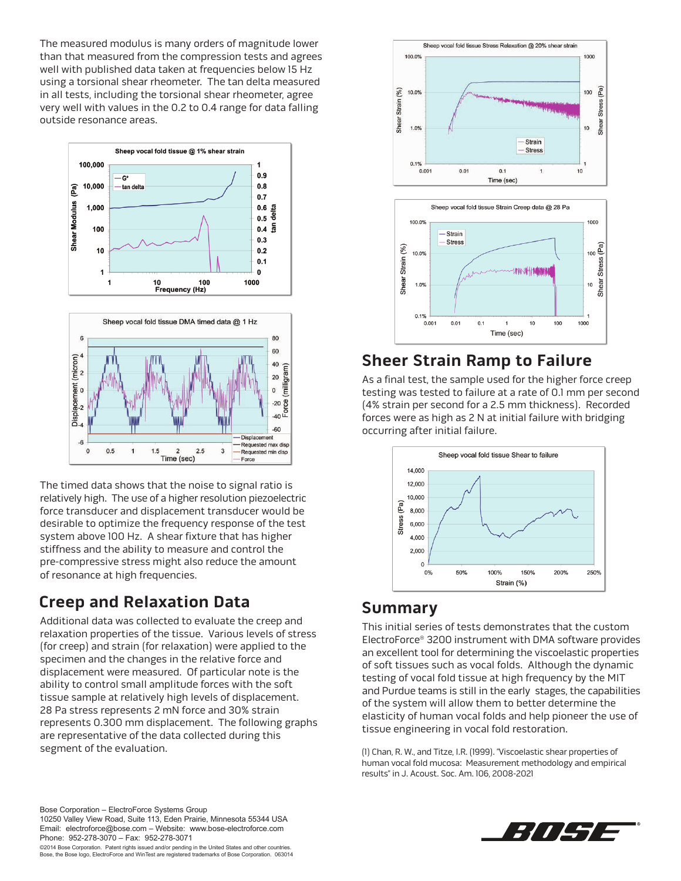The measured modulus is many orders of magnitude lower than that measured from the compression tests and agrees well with published data taken at frequencies below 15 Hz using a torsional shear rheometer. The tan delta measured in all tests, including the torsional shear rheometer, agree very well with values in the 0.2 to 0.4 range for data falling outside resonance areas.

Sheep vocal fold tissue @ 1% shear strain

Shear Modulus (Pa)
100,000
10,000
1,000
100
10
1

tan delta
1
0.9
0.8
0.7
0.6
0.5
0.4
0.3
0.2
0.1
0

1
10
100
1000
Frequency (Hz)

G*
tan delta

Sheep vocal fold tissue DMA timed data @ 1 Hz

Displacement (micron)
6
4
2
0
-2
-4
-6

Force (milligram)
80
60
40
20
0
-20
-40
-60

0
0.5
1
1.5
2
2.5
3
Time (sec)

Displacement
Requested max disp
Requested min disp
Force

The timed data shows that the noise to signal ratio is relatively high. The use of a higher resolution piezoelectric force transducer and displacement transducer would be desirable to optimize the frequency response of the test system above 100 Hz. A shear fixture that has higher stiffness and the ability to measure and control the pre-compressive stress might also reduce the amount of resonance at high frequencies.

## Creep and Relaxation Data

Additional data was collected to evaluate the creep and relaxation properties of the tissue. Various levels of stress (for creep) and strain (for relaxation) were applied to the specimen and the changes in the relative force and displacement were measured. Of particular note is the ability to control small amplitude forces with the soft tissue sample at relatively high levels of displacement. 28 Pa stress represents 2 mN force and 30% strain represents 0.300 mm displacement. The following graphs are representative of the data collected during this segment of the evaluation.

Sheep vocal fold tissue Stress Relaxation @ 20% shear strain

Shear Strain (%)
100.0%
10.0%
1.0%
0.1%

Shear Stress (Pa)
1000
100
10
1

0.001
0.01
0.1
1
10
Time (sec)

Strain
Stress

Sheep vocal fold tissue Strain Creep data @ 28 Pa

Shear Strain (%)
100.0%
10.0%
1.0%
0.1%

Shear Stress (Pa)
1000
100
10
1

0.001
0.01
0.1
1
10
100
1000
Time (sec)

Strain
Stress

## Sheer Strain Ramp to Failure

As a final test, the sample used for the higher force creep testing was tested to failure at a rate of 0.1 mm per second (4% strain per second for a 2.5 mm thickness). Recorded forces were as high as 2 N at initial failure with bridging occurring after initial failure.

Sheep vocal fold tissue Shear to failure

Stress (Pa)
14,000
12,000
10,000
8,000
6,000
4,000
2,000
0

0%
50%
100%
150%
200%
250%
Strain (%)

## Summary

This initial series of tests demonstrates that the custom ElectroForce® 3200 instrument with DMA software provides an excellent tool for determining the viscoelastic properties of soft tissues such as vocal folds. Although the dynamic testing of vocal fold tissue at high frequency by the MIT and Purdue teams is still in the early stages, the capabilities of the system will allow them to better determine the elasticity of human vocal folds and help pioneer the use of tissue engineering in vocal fold restoration.

(1) Chan, R. W., and Titze, I.R. (1999). "Viscoelastic shear properties of human vocal fold mucosa: Measurement methodology and empirical results" in J. Acoust. Soc. Am. 106, 2008-2021

Bose Corporation – ElectroForce Systems Group
10250 Valley View Road, Suite 113, Eden Prairie, Minnesota 55344 USA
Email: electroforce@bose.com – Website: www.bose-electroforce.com
Phone: 952-278-3070 – Fax: 952-278-3071

©2014 Bose Corporation. Patent rights issued and/or pending in the United States and other countries.
Bose, the Bose logo, ElectroForce and WinTest are registered trademarks of Bose Corporation. 063014